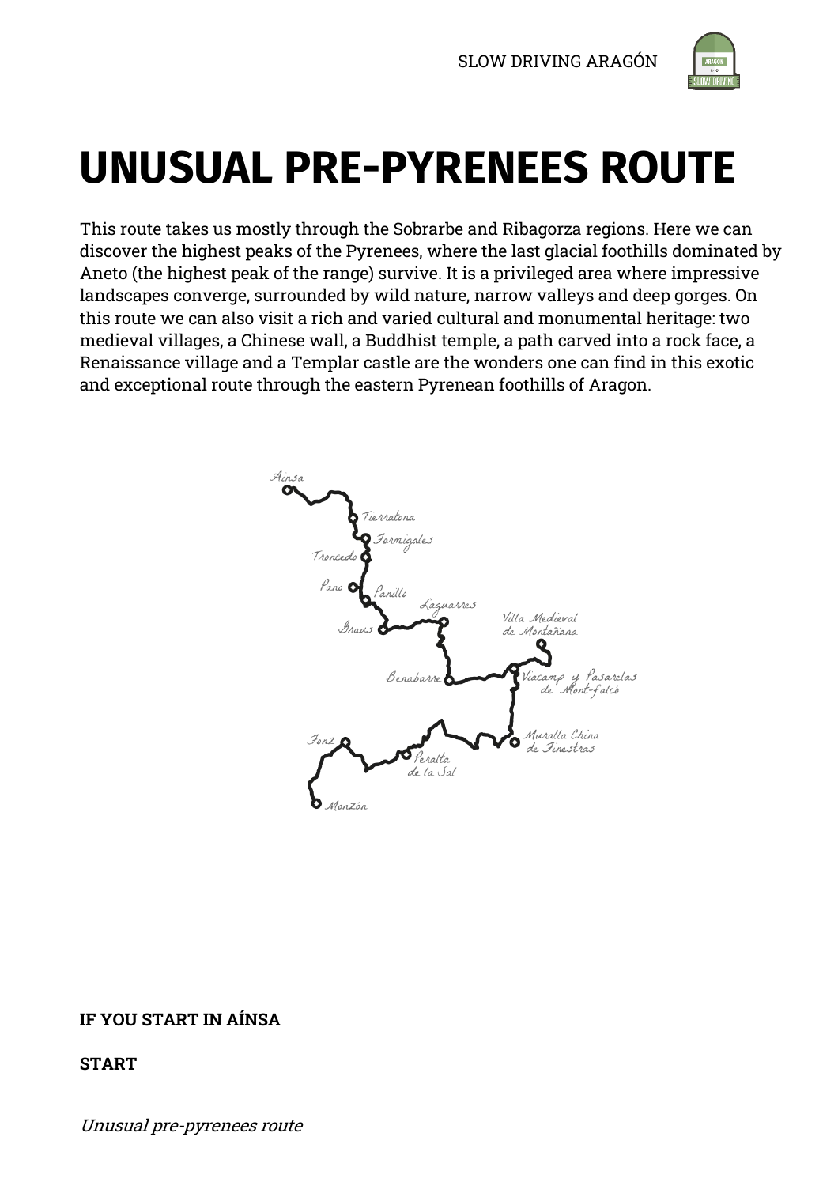# UNUSUAL PRE-PYRENEES ROUTE

This route takes us mostly through the Sobrarbe and Ribagorza regions. Here we can discover the highest peaks of the Pyrenees, where the last glacial foothills dominated by Aneto (the highest peak of the range) survive. It is a privileged area where impressive landscapes converge, surrounded by wild nature, narrow valleys and deep gorges. On this route we can also visit a rich and varied cultural and monumental heritage: two medieval villages, a Chinese wall, a Buddhist temple, a path carved into a rock face, a Renaissance village and a Templar castle are the wonders one can find in this exotic and exceptional route through the eastern Pyrenean foothills of Aragon.

**IF YOU START IN AÍNSA**

**START**

*Unusual pre-pyrenees route*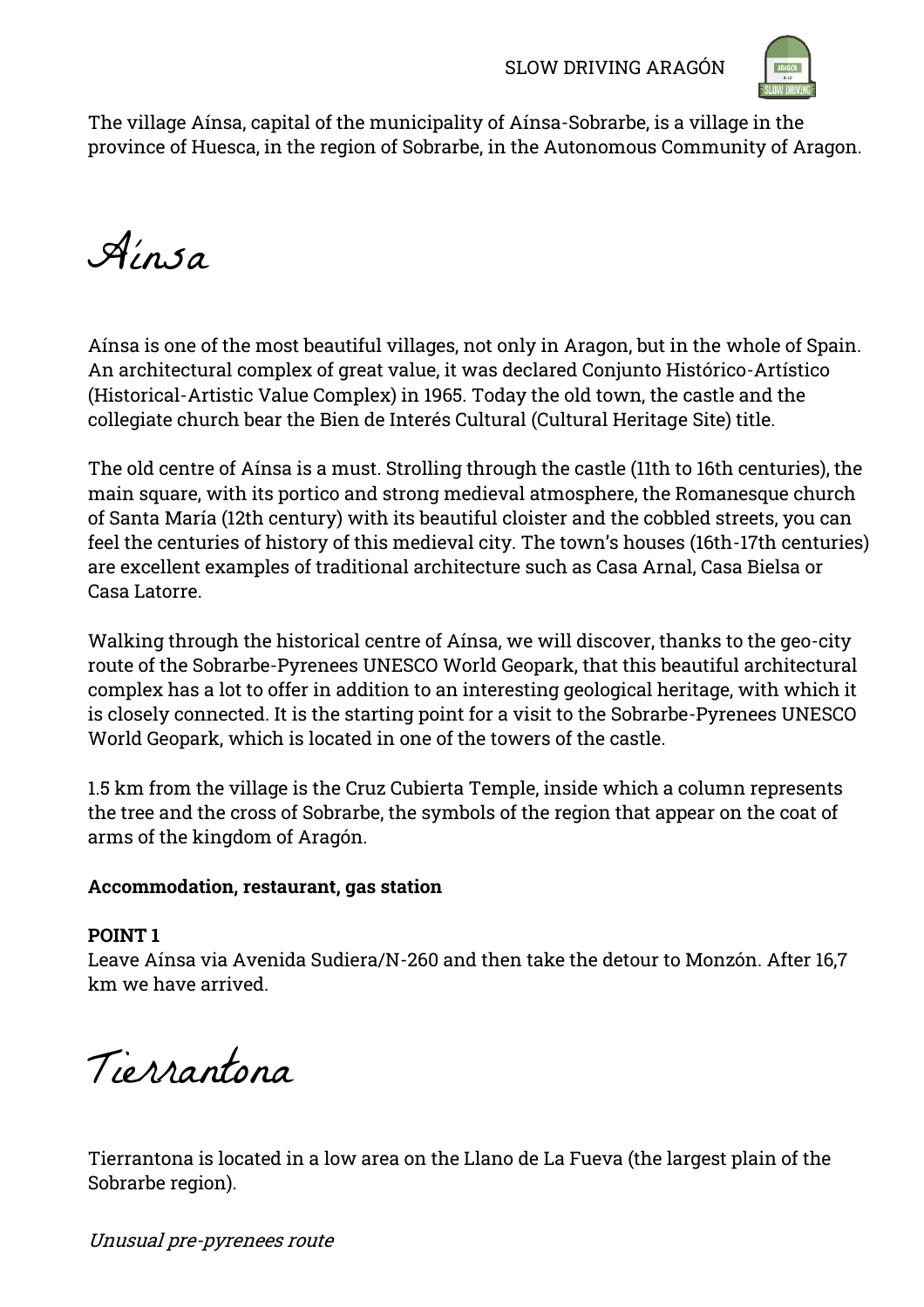The village Aínsa, capital of the municipality of Aínsa-Sobrarbe, is a village in the province of Huesca, in the region of Sobrarbe, in the Autonomous Community of Aragon.

# Aínsa

Aínsa is one of the most beautiful villages, not only in Aragon, but in the whole of Spain. An architectural complex of great value, it was declared Conjunto Histórico-Artístico (Historical-Artistic Value Complex) in 1965. Today the old town, the castle and the collegiate church bear the Bien de Interés Cultural (Cultural Heritage Site) title.

The old centre of Aínsa is a must. Strolling through the castle (11th to 16th centuries), the main square, with its portico and strong medieval atmosphere, the Romanesque church of Santa María (12th century) with its beautiful cloister and the cobbled streets, you can feel the centuries of history of this medieval city. The town's houses (16th-17th centuries) are excellent examples of traditional architecture such as Casa Arnal, Casa Bielsa or Casa Latorre.

Walking through the historical centre of Aínsa, we will discover, thanks to the geo-city route of the Sobrarbe-Pyrenees UNESCO World Geopark, that this beautiful architectural complex has a lot to offer in addition to an interesting geological heritage, with which it is closely connected. It is the starting point for a visit to the Sobrarbe-Pyrenees UNESCO World Geopark, which is located in one of the towers of the castle.

1.5 km from the village is the Cruz Cubierta Temple, inside which a column represents the tree and the cross of Sobrarbe, the symbols of the region that appear on the coat of arms of the kingdom of Aragón.

**Accommodation, restaurant, gas station**

**POINT 1**
Leave Aínsa via Avenida Sudiera/N-260 and then take the detour to Monzón. After 16,7 km we have arrived.

# Tierrantona

Tierrantona is located in a low area on the Llano de La Fueva (the largest plain of the Sobrarbe region).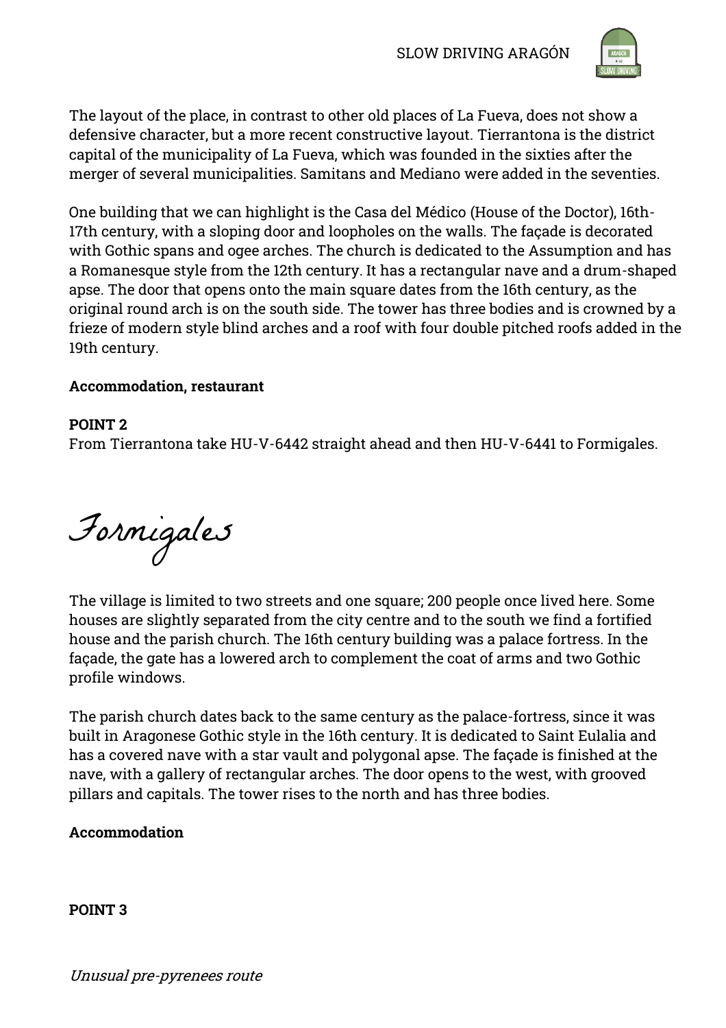The layout of the place, in contrast to other old places of La Fueva, does not show a defensive character, but a more recent constructive layout. Tierrantona is the district capital of the municipality of La Fueva, which was founded in the sixties after the merger of several municipalities. Samitans and Mediano were added in the seventies.

One building that we can highlight is the Casa del Médico (House of the Doctor), 16th-17th century, with a sloping door and loopholes on the walls. The façade is decorated with Gothic spans and ogee arches. The church is dedicated to the Assumption and has a Romanesque style from the 12th century. It has a rectangular nave and a drum-shaped apse. The door that opens onto the main square dates from the 16th century, as the original round arch is on the south side. The tower has three bodies and is crowned by a frieze of modern style blind arches and a roof with four double pitched roofs added in the 19th century.

**Accommodation, restaurant**

**POINT 2**
From Tierrantona take HU-V-6442 straight ahead and then HU-V-6441 to Formigales.

# Formigales

The village is limited to two streets and one square; 200 people once lived here. Some houses are slightly separated from the city centre and to the south we find a fortified house and the parish church. The 16th century building was a palace fortress. In the façade, the gate has a lowered arch to complement the coat of arms and two Gothic profile windows.

The parish church dates back to the same century as the palace-fortress, since it was built in Aragonese Gothic style in the 16th century. It is dedicated to Saint Eulalia and has a covered nave with a star vault and polygonal apse. The façade is finished at the nave, with a gallery of rectangular arches. The door opens to the west, with grooved pillars and capitals. The tower rises to the north and has three bodies.

**Accommodation**

**POINT 3**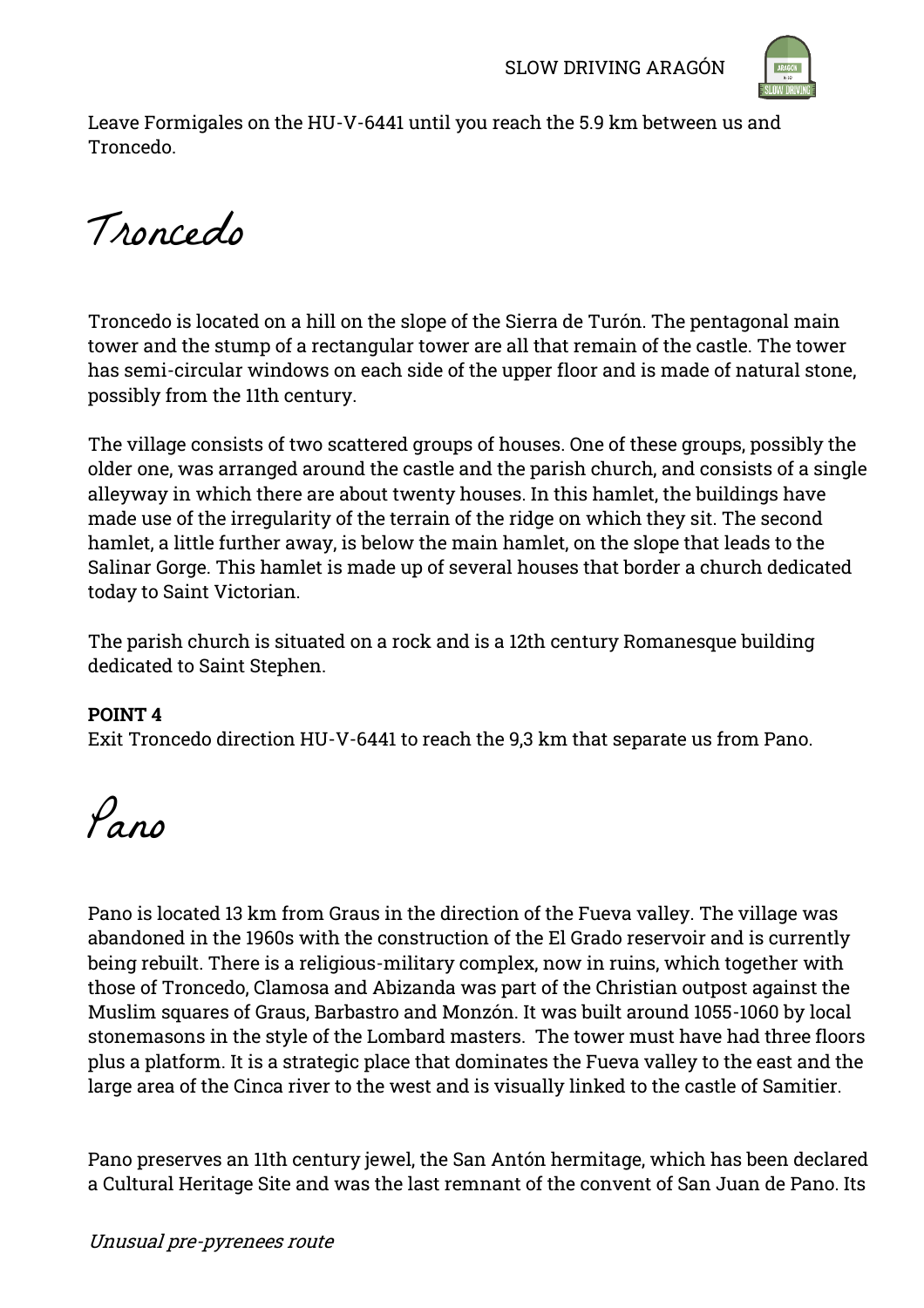Leave Formigales on the HU-V-6441 until you reach the 5.9 km between us and Troncedo.

# Troncedo

Troncedo is located on a hill on the slope of the Sierra de Turón. The pentagonal main tower and the stump of a rectangular tower are all that remain of the castle. The tower has semi-circular windows on each side of the upper floor and is made of natural stone, possibly from the 11th century.

The village consists of two scattered groups of houses. One of these groups, possibly the older one, was arranged around the castle and the parish church, and consists of a single alleyway in which there are about twenty houses. In this hamlet, the buildings have made use of the irregularity of the terrain of the ridge on which they sit. The second hamlet, a little further away, is below the main hamlet, on the slope that leads to the Salinar Gorge. This hamlet is made up of several houses that border a church dedicated today to Saint Victorian.

The parish church is situated on a rock and is a 12th century Romanesque building dedicated to Saint Stephen.

**POINT 4**
Exit Troncedo direction HU-V-6441 to reach the 9,3 km that separate us from Pano.

# Pano

Pano is located 13 km from Graus in the direction of the Fueva valley. The village was abandoned in the 1960s with the construction of the El Grado reservoir and is currently being rebuilt. There is a religious-military complex, now in ruins, which together with those of Troncedo, Clamosa and Abizanda was part of the Christian outpost against the Muslim squares of Graus, Barbastro and Monzón. It was built around 1055-1060 by local stonemasons in the style of the Lombard masters. The tower must have had three floors plus a platform. It is a strategic place that dominates the Fueva valley to the east and the large area of the Cinca river to the west and is visually linked to the castle of Samitier.

Pano preserves an 11th century jewel, the San Antón hermitage, which has been declared a Cultural Heritage Site and was the last remnant of the convent of San Juan de Pano. Its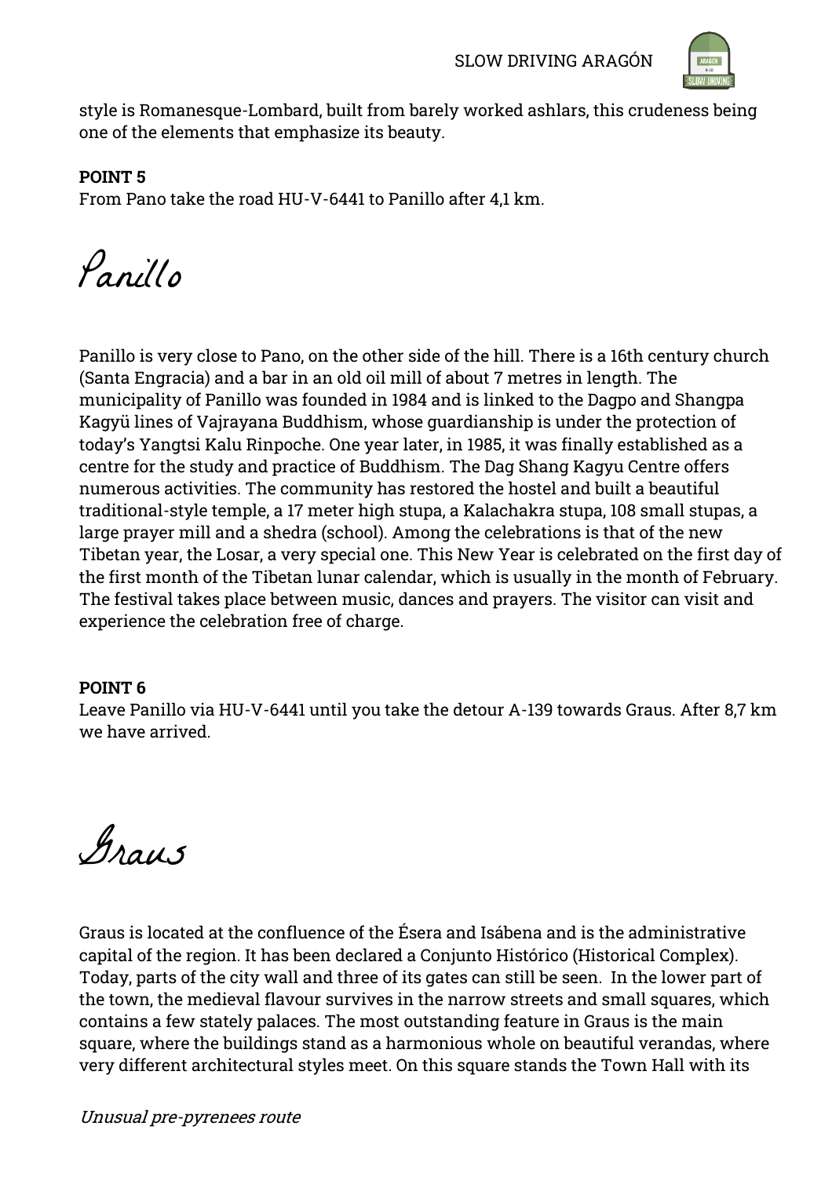style is Romanesque-Lombard, built from barely worked ashlars, this crudeness being one of the elements that emphasize its beauty.

**POINT 5**
From Pano take the road HU-V-6441 to Panillo after 4,1 km.

# Panillo

Panillo is very close to Pano, on the other side of the hill. There is a 16th century church (Santa Engracia) and a bar in an old oil mill of about 7 metres in length. The municipality of Panillo was founded in 1984 and is linked to the Dagpo and Shangpa Kagyü lines of Vajrayana Buddhism, whose guardianship is under the protection of today's Yangtsi Kalu Rinpoche. One year later, in 1985, it was finally established as a centre for the study and practice of Buddhism. The Dag Shang Kagyu Centre offers numerous activities. The community has restored the hostel and built a beautiful traditional-style temple, a 17 meter high stupa, a Kalachakra stupa, 108 small stupas, a large prayer mill and a shedra (school). Among the celebrations is that of the new Tibetan year, the Losar, a very special one. This New Year is celebrated on the first day of the first month of the Tibetan lunar calendar, which is usually in the month of February. The festival takes place between music, dances and prayers. The visitor can visit and experience the celebration free of charge.

**POINT 6**
Leave Panillo via HU-V-6441 until you take the detour A-139 towards Graus. After 8,7 km we have arrived.

# Graus

Graus is located at the confluence of the Ésera and Isábena and is the administrative capital of the region. It has been declared a Conjunto Histórico (Historical Complex). Today, parts of the city wall and three of its gates can still be seen. In the lower part of the town, the medieval flavour survives in the narrow streets and small squares, which contains a few stately palaces. The most outstanding feature in Graus is the main square, where the buildings stand as a harmonious whole on beautiful verandas, where very different architectural styles meet. On this square stands the Town Hall with its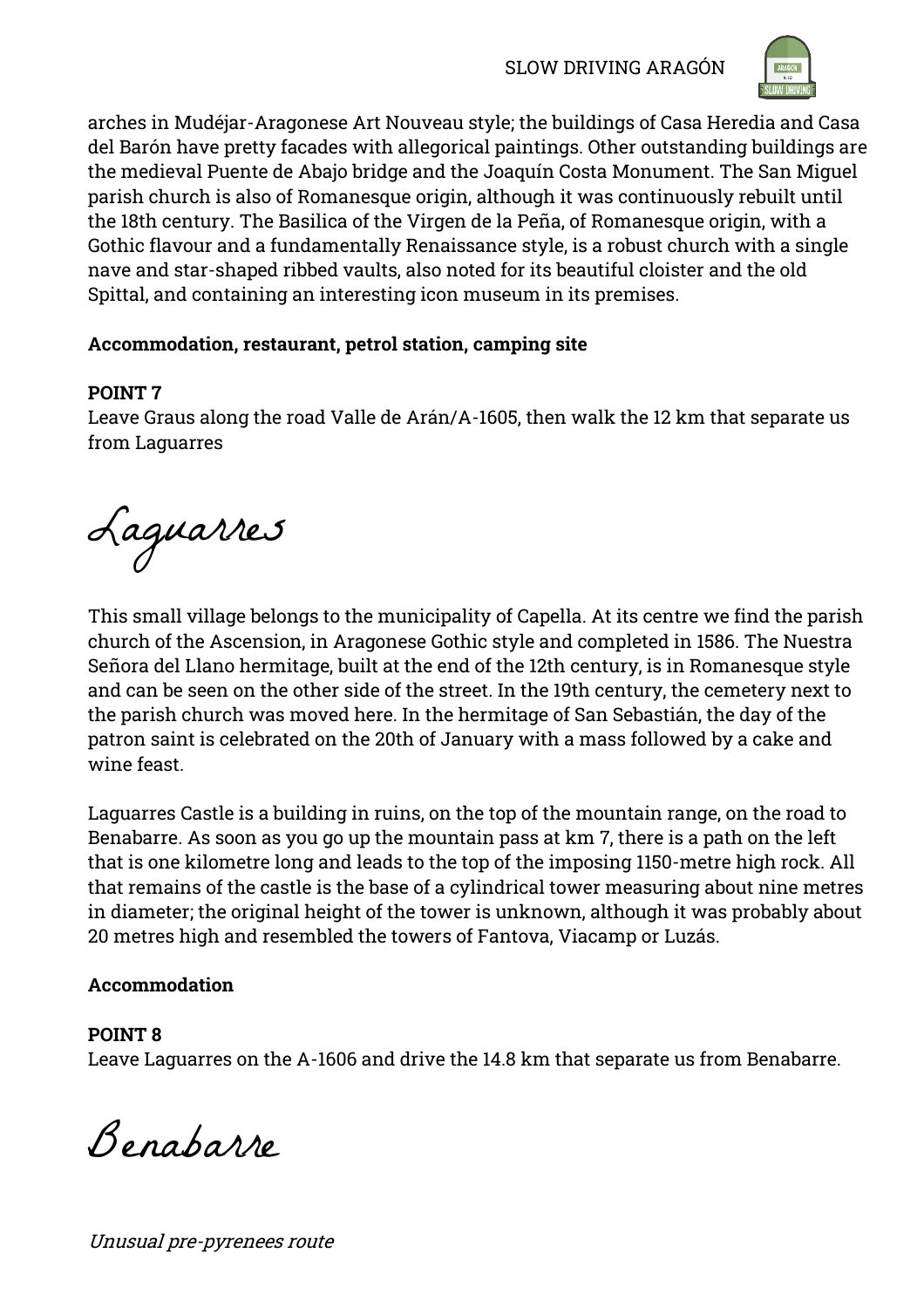arches in Mudéjar-Aragonese Art Nouveau style; the buildings of Casa Heredia and Casa del Barón have pretty facades with allegorical paintings. Other outstanding buildings are the medieval Puente de Abajo bridge and the Joaquín Costa Monument. The San Miguel parish church is also of Romanesque origin, although it was continuously rebuilt until the 18th century. The Basilica of the Virgen de la Peña, of Romanesque origin, with a Gothic flavour and a fundamentally Renaissance style, is a robust church with a single nave and star-shaped ribbed vaults, also noted for its beautiful cloister and the old Spittal, and containing an interesting icon museum in its premises.

**Accommodation, restaurant, petrol station, camping site**

**POINT 7**
Leave Graus along the road Valle de Arán/A-1605, then walk the 12 km that separate us from Laguarres

# Laguarres

This small village belongs to the municipality of Capella. At its centre we find the parish church of the Ascension, in Aragonese Gothic style and completed in 1586. The Nuestra Señora del Llano hermitage, built at the end of the 12th century, is in Romanesque style and can be seen on the other side of the street. In the 19th century, the cemetery next to the parish church was moved here. In the hermitage of San Sebastián, the day of the patron saint is celebrated on the 20th of January with a mass followed by a cake and wine feast.

Laguarres Castle is a building in ruins, on the top of the mountain range, on the road to Benabarre. As soon as you go up the mountain pass at km 7, there is a path on the left that is one kilometre long and leads to the top of the imposing 1150-metre high rock. All that remains of the castle is the base of a cylindrical tower measuring about nine metres in diameter; the original height of the tower is unknown, although it was probably about 20 metres high and resembled the towers of Fantova, Viacamp or Luzás.

**Accommodation**

**POINT 8**
Leave Laguarres on the A-1606 and drive the 14.8 km that separate us from Benabarre.

# Benabarre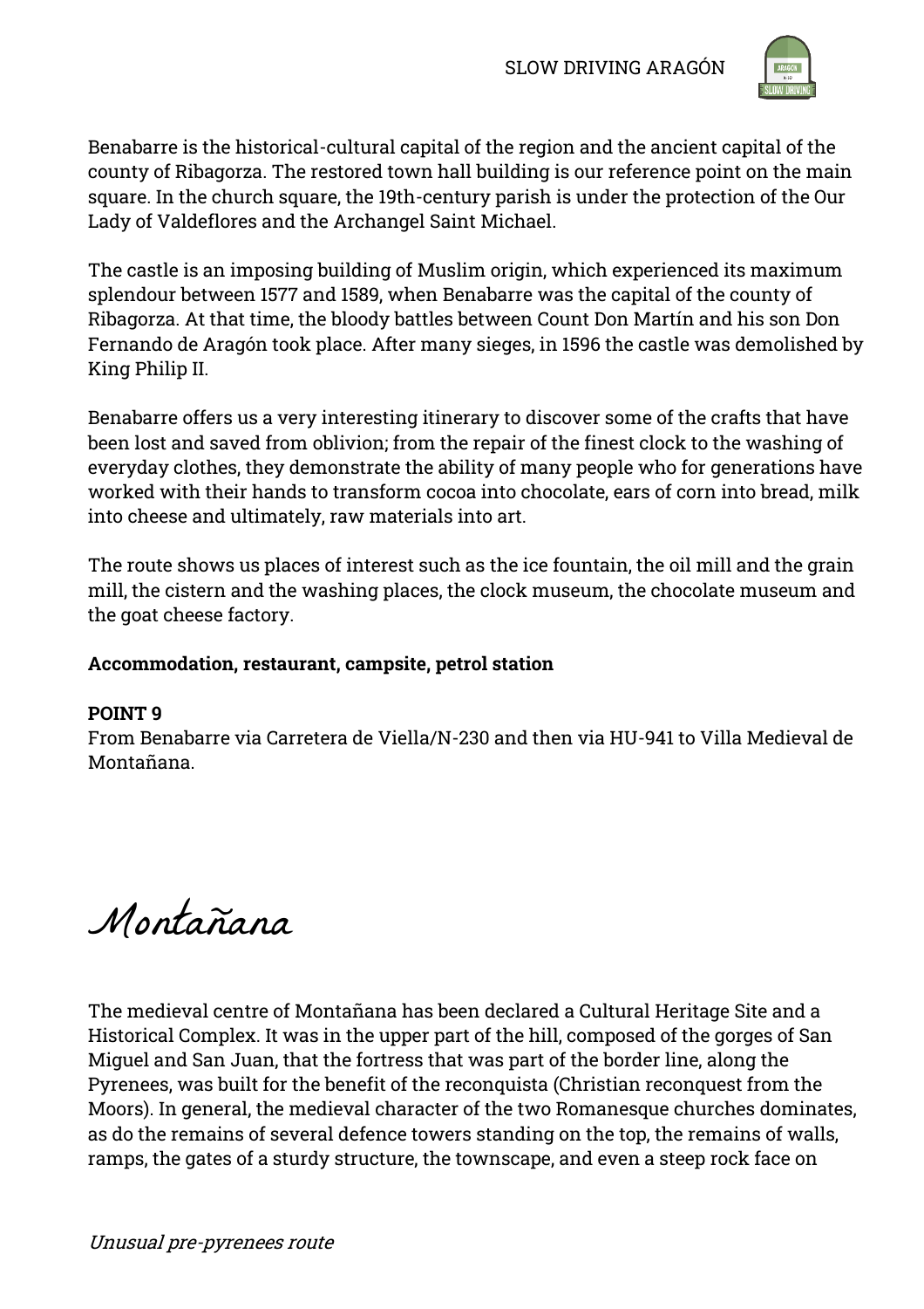Benabarre is the historical-cultural capital of the region and the ancient capital of the county of Ribagorza. The restored town hall building is our reference point on the main square. In the church square, the 19th-century parish is under the protection of the Our Lady of Valdeflores and the Archangel Saint Michael.

The castle is an imposing building of Muslim origin, which experienced its maximum splendour between 1577 and 1589, when Benabarre was the capital of the county of Ribagorza. At that time, the bloody battles between Count Don Martín and his son Don Fernando de Aragón took place. After many sieges, in 1596 the castle was demolished by King Philip II.

Benabarre offers us a very interesting itinerary to discover some of the crafts that have been lost and saved from oblivion; from the repair of the finest clock to the washing of everyday clothes, they demonstrate the ability of many people who for generations have worked with their hands to transform cocoa into chocolate, ears of corn into bread, milk into cheese and ultimately, raw materials into art.

The route shows us places of interest such as the ice fountain, the oil mill and the grain mill, the cistern and the washing places, the clock museum, the chocolate museum and the goat cheese factory.

**Accommodation, restaurant, campsite, petrol station**

**POINT 9**
From Benabarre via Carretera de Viella/N-230 and then via HU-941 to Villa Medieval de Montañana.

# Montañana

The medieval centre of Montañana has been declared a Cultural Heritage Site and a Historical Complex. It was in the upper part of the hill, composed of the gorges of San Miguel and San Juan, that the fortress that was part of the border line, along the Pyrenees, was built for the benefit of the reconquista (Christian reconquest from the Moors). In general, the medieval character of the two Romanesque churches dominates, as do the remains of several defence towers standing on the top, the remains of walls, ramps, the gates of a sturdy structure, the townscape, and even a steep rock face on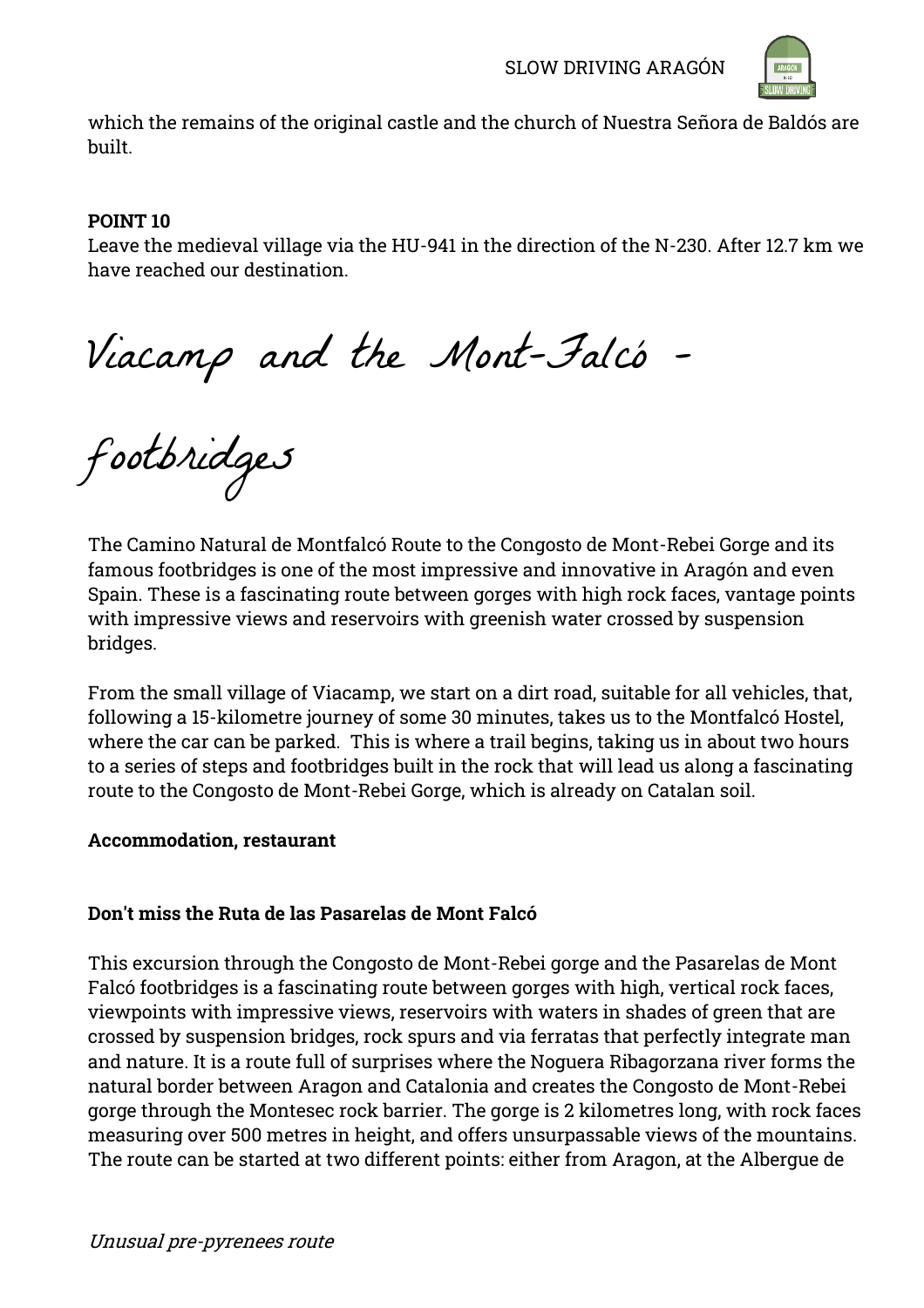which the remains of the original castle and the church of Nuestra Señora de Baldós are built.

**POINT 10**
Leave the medieval village via the HU-941 in the direction of the N-230. After 12.7 km we have reached our destination.

# Viacamp and the Mont-Falcó - footbridges

The Camino Natural de Montfalcó Route to the Congosto de Mont-Rebei Gorge and its famous footbridges is one of the most impressive and innovative in Aragón and even Spain. These is a fascinating route between gorges with high rock faces, vantage points with impressive views and reservoirs with greenish water crossed by suspension bridges.

From the small village of Viacamp, we start on a dirt road, suitable for all vehicles, that, following a 15-kilometre journey of some 30 minutes, takes us to the Montfalcó Hostel, where the car can be parked. This is where a trail begins, taking us in about two hours to a series of steps and footbridges built in the rock that will lead us along a fascinating route to the Congosto de Mont-Rebei Gorge, which is already on Catalan soil.

**Accommodation, restaurant**

**Don't miss the Ruta de las Pasarelas de Mont Falcó**

This excursion through the Congosto de Mont-Rebei gorge and the Pasarelas de Mont Falcó footbridges is a fascinating route between gorges with high, vertical rock faces, viewpoints with impressive views, reservoirs with waters in shades of green that are crossed by suspension bridges, rock spurs and via ferratas that perfectly integrate man and nature. It is a route full of surprises where the Noguera Ribagorzana river forms the natural border between Aragon and Catalonia and creates the Congosto de Mont-Rebei gorge through the Montesec rock barrier. The gorge is 2 kilometres long, with rock faces measuring over 500 metres in height, and offers unsurpassable views of the mountains. The route can be started at two different points: either from Aragon, at the Albergue de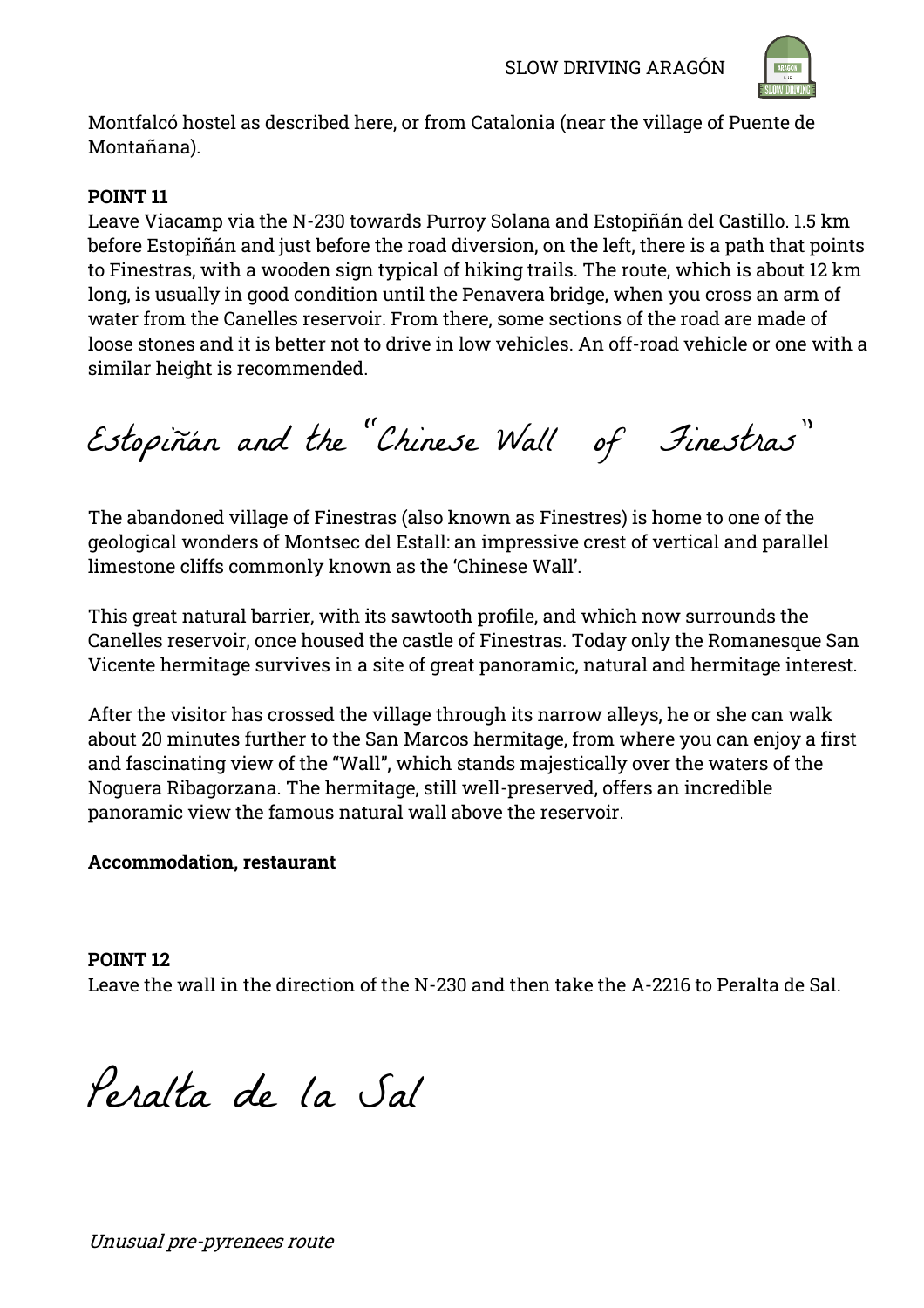Montfalcó hostel as described here, or from Catalonia (near the village of Puente de Montañana).

**POINT 11**

Leave Viacamp via the N-230 towards Purroy Solana and Estopiñán del Castillo. 1.5 km before Estopiñán and just before the road diversion, on the left, there is a path that points to Finestras, with a wooden sign typical of hiking trails. The route, which is about 12 km long, is usually in good condition until the Penavera bridge, when you cross an arm of water from the Canelles reservoir. From there, some sections of the road are made of loose stones and it is better not to drive in low vehicles. An off-road vehicle or one with a similar height is recommended.

## Estopiñán and the "Chinese Wall of Finestras"

The abandoned village of Finestras (also known as Finestres) is home to one of the geological wonders of Montsec del Estall: an impressive crest of vertical and parallel limestone cliffs commonly known as the 'Chinese Wall'.

This great natural barrier, with its sawtooth profile, and which now surrounds the Canelles reservoir, once housed the castle of Finestras. Today only the Romanesque San Vicente hermitage survives in a site of great panoramic, natural and hermitage interest.

After the visitor has crossed the village through its narrow alleys, he or she can walk about 20 minutes further to the San Marcos hermitage, from where you can enjoy a first and fascinating view of the "Wall", which stands majestically over the waters of the Noguera Ribagorzana. The hermitage, still well-preserved, offers an incredible panoramic view the famous natural wall above the reservoir.

**Accommodation, restaurant**

**POINT 12**

Leave the wall in the direction of the N-230 and then take the A-2216 to Peralta de Sal.

## Peralta de la Sal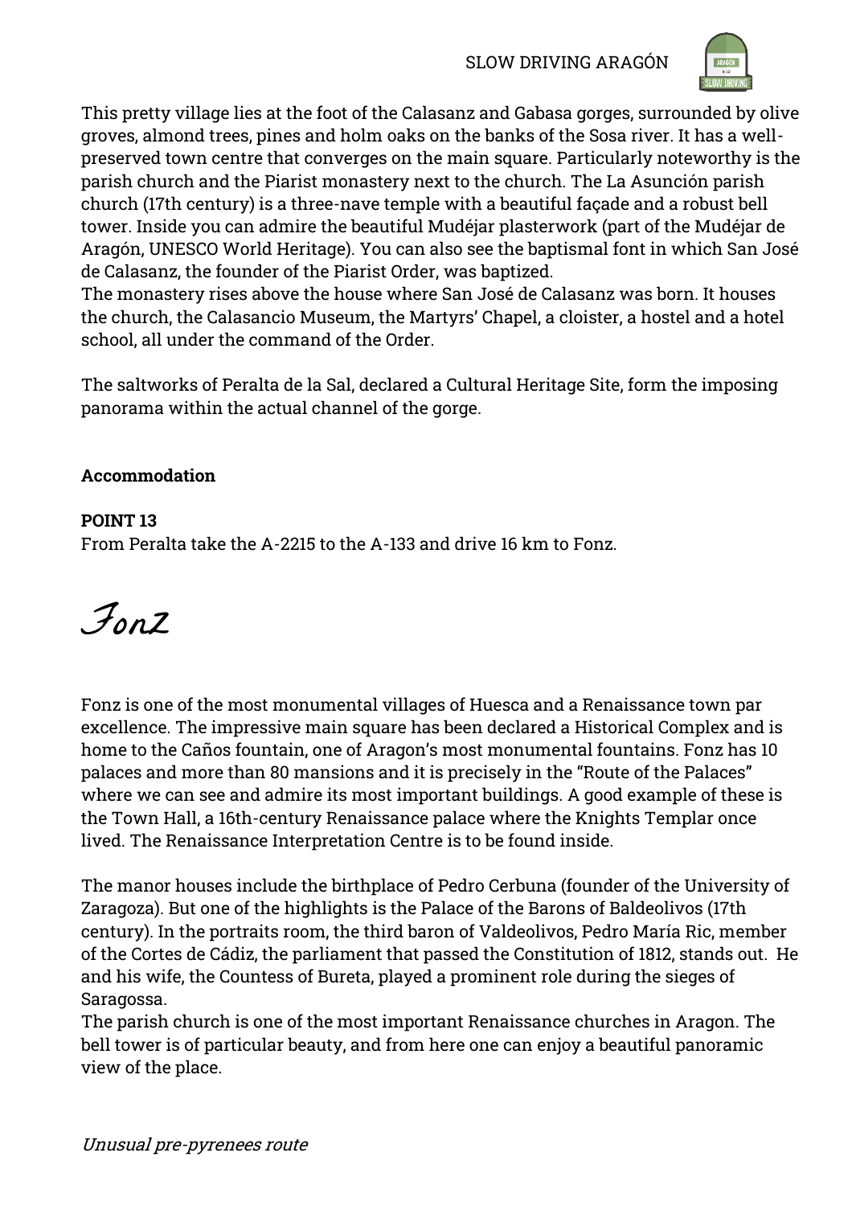This pretty village lies at the foot of the Calasanz and Gabasa gorges, surrounded by olive groves, almond trees, pines and holm oaks on the banks of the Sosa river. It has a well-preserved town centre that converges on the main square. Particularly noteworthy is the parish church and the Piarist monastery next to the church. The La Asunción parish church (17th century) is a three-nave temple with a beautiful façade and a robust bell tower. Inside you can admire the beautiful Mudéjar plasterwork (part of the Mudéjar de Aragón, UNESCO World Heritage). You can also see the baptismal font in which San José de Calasanz, the founder of the Piarist Order, was baptized.
The monastery rises above the house where San José de Calasanz was born. It houses the church, the Calasancio Museum, the Martyrs' Chapel, a cloister, a hostel and a hotel school, all under the command of the Order.

The saltworks of Peralta de la Sal, declared a Cultural Heritage Site, form the imposing panorama within the actual channel of the gorge.

**Accommodation**

**POINT 13**
From Peralta take the A-2215 to the A-133 and drive 16 km to Fonz.

# Fonz

Fonz is one of the most monumental villages of Huesca and a Renaissance town par excellence. The impressive main square has been declared a Historical Complex and is home to the Caños fountain, one of Aragon's most monumental fountains. Fonz has 10 palaces and more than 80 mansions and it is precisely in the "Route of the Palaces" where we can see and admire its most important buildings. A good example of these is the Town Hall, a 16th-century Renaissance palace where the Knights Templar once lived. The Renaissance Interpretation Centre is to be found inside.

The manor houses include the birthplace of Pedro Cerbuna (founder of the University of Zaragoza). But one of the highlights is the Palace of the Barons of Baldeolivos (17th century). In the portraits room, the third baron of Valdeolivos, Pedro María Ric, member of the Cortes de Cádiz, the parliament that passed the Constitution of 1812, stands out. He and his wife, the Countess of Bureta, played a prominent role during the sieges of Saragossa.
The parish church is one of the most important Renaissance churches in Aragon. The bell tower is of particular beauty, and from here one can enjoy a beautiful panoramic view of the place.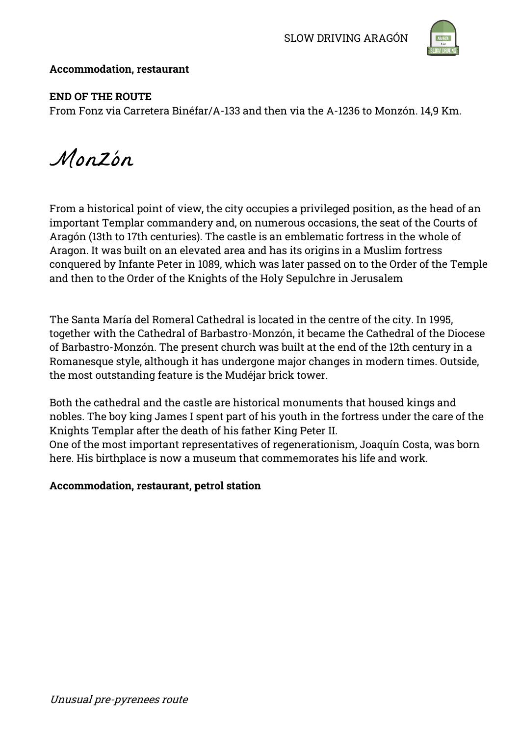**Accommodation, restaurant**

**END OF THE ROUTE**
From Fonz via Carretera Binéfar/A-133 and then via the A-1236 to Monzón. 14,9 Km.

# Monzón

From a historical point of view, the city occupies a privileged position, as the head of an important Templar commandery and, on numerous occasions, the seat of the Courts of Aragón (13th to 17th centuries). The castle is an emblematic fortress in the whole of Aragon. It was built on an elevated area and has its origins in a Muslim fortress conquered by Infante Peter in 1089, which was later passed on to the Order of the Temple and then to the Order of the Knights of the Holy Sepulchre in Jerusalem

The Santa María del Romeral Cathedral is located in the centre of the city. In 1995, together with the Cathedral of Barbastro-Monzón, it became the Cathedral of the Diocese of Barbastro-Monzón. The present church was built at the end of the 12th century in a Romanesque style, although it has undergone major changes in modern times. Outside, the most outstanding feature is the Mudéjar brick tower.

Both the cathedral and the castle are historical monuments that housed kings and nobles. The boy king James I spent part of his youth in the fortress under the care of the Knights Templar after the death of his father King Peter II.
One of the most important representatives of regenerationism, Joaquín Costa, was born here. His birthplace is now a museum that commemorates his life and work.

**Accommodation, restaurant, petrol station**